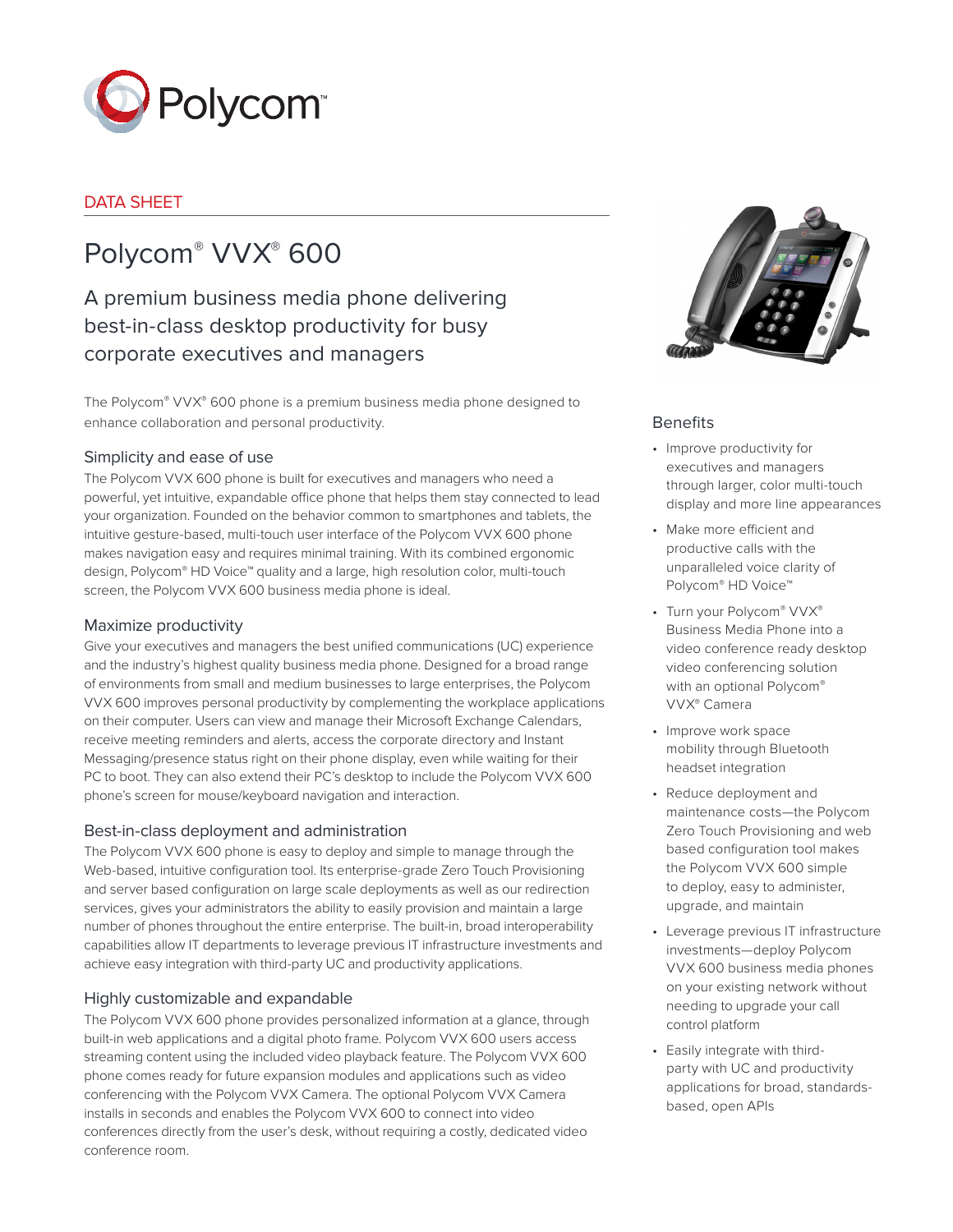DATA SHEET

# Polycom® VVX® 600

## A premium business media phone delivering best-in-class desktop productivity for busy corporate executives and managers

The Polycom® VVX® 600 phone is a premium business media phone designed to enhance collaboration and personal productivity.

### Simplicity and ease of use

The Polycom VVX 600 phone is built for executives and managers who need a powerful, yet intuitive, expandable office phone that helps them stay connected to lead your organization. Founded on the behavior common to smartphones and tablets, the intuitive gesture-based, multi-touch user interface of the Polycom VVX 600 phone makes navigation easy and requires minimal training. With its combined ergonomic design, Polycom® HD Voice™ quality and a large, high resolution color, multi-touch screen, the Polycom VVX 600 business media phone is ideal.

### Maximize productivity

Give your executives and managers the best unified communications (UC) experience and the industry's highest quality business media phone. Designed for a broad range of environments from small and medium businesses to large enterprises, the Polycom VVX 600 improves personal productivity by complementing the workplace applications on their computer. Users can view and manage their Microsoft Exchange Calendars, receive meeting reminders and alerts, access the corporate directory and Instant Messaging/presence status right on their phone display, even while waiting for their PC to boot. They can also extend their PC's desktop to include the Polycom VVX 600 phone's screen for mouse/keyboard navigation and interaction.

### Best-in-class deployment and administration

The Polycom VVX 600 phone is easy to deploy and simple to manage through the Web-based, intuitive configuration tool. Its enterprise-grade Zero Touch Provisioning and server based configuration on large scale deployments as well as our redirection services, gives your administrators the ability to easily provision and maintain a large number of phones throughout the entire enterprise. The built-in, broad interoperability capabilities allow IT departments to leverage previous IT infrastructure investments and achieve easy integration with third-party UC and productivity applications.

### Highly customizable and expandable

The Polycom VVX 600 phone provides personalized information at a glance, through built-in web applications and a digital photo frame. Polycom VVX 600 users access streaming content using the included video playback feature. The Polycom VVX 600 phone comes ready for future expansion modules and applications such as video conferencing with the Polycom VVX Camera. The optional Polycom VVX Camera installs in seconds and enables the Polycom VVX 600 to connect into video conferences directly from the user's desk, without requiring a costly, dedicated video conference room.

### Benefits

- Improve productivity for executives and managers through larger, color multi-touch display and more line appearances
- Make more efficient and productive calls with the unparalleled voice clarity of Polycom® HD Voice™
- Turn your Polycom® VVX® Business Media Phone into a video conference ready desktop video conferencing solution with an optional Polycom® VVX® Camera
- Improve work space mobility through Bluetooth headset integration
- Reduce deployment and maintenance costs—the Polycom Zero Touch Provisioning and web based configuration tool makes the Polycom VVX 600 simple to deploy, easy to administer, upgrade, and maintain
- Leverage previous IT infrastructure investments—deploy Polycom VVX 600 business media phones on your existing network without needing to upgrade your call control platform
- Easily integrate with third-party with UC and productivity applications for broad, standards-based, open APIs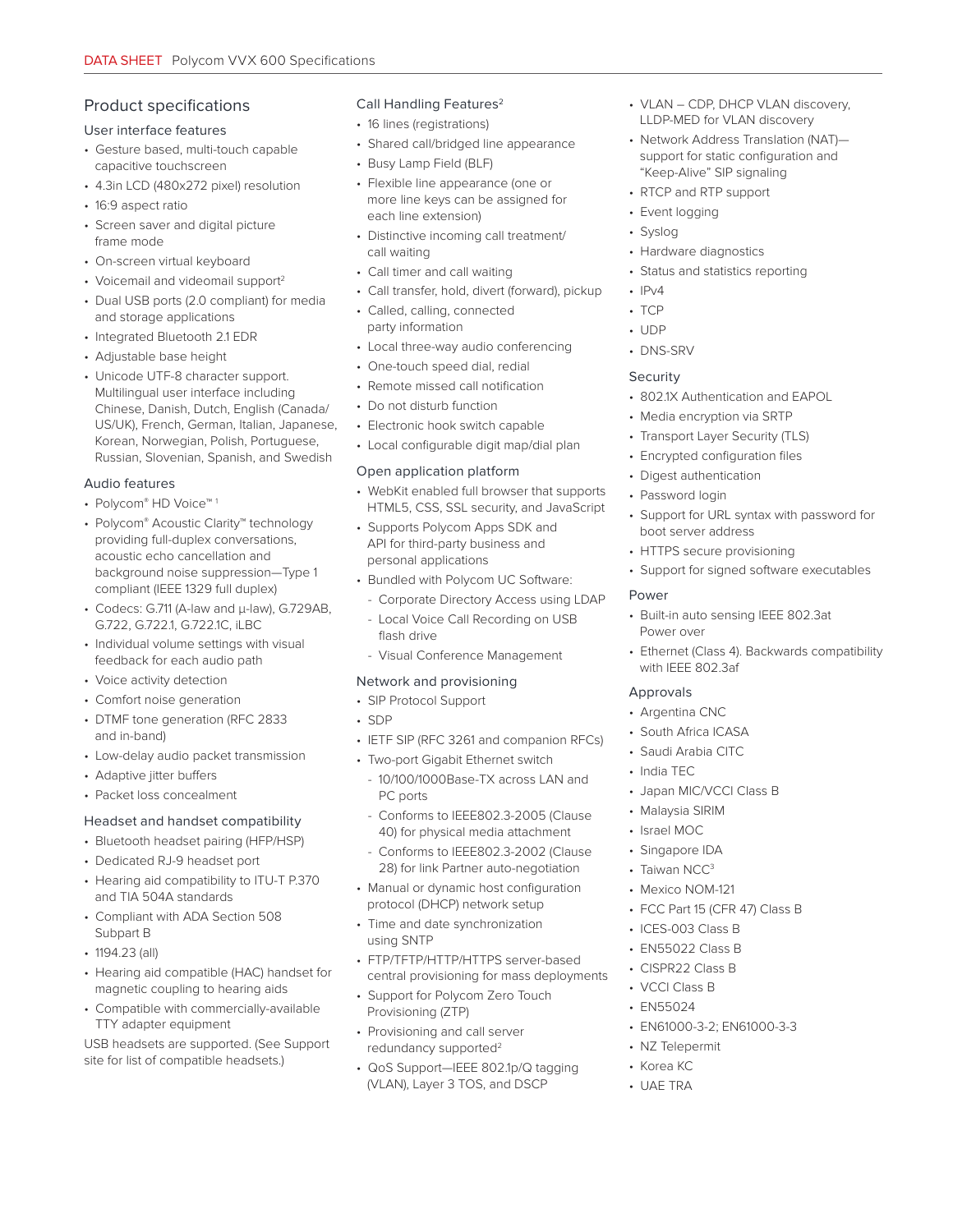## Product specifications

### User interface features

- Gesture based, multi-touch capable capacitive touchscreen
- 4.3in LCD (480x272 pixel) resolution
- 16:9 aspect ratio
- Screen saver and digital picture frame mode
- On-screen virtual keyboard
- Voicemail and videomail support[2]
- Dual USB ports (2.0 compliant) for media and storage applications
- Integrated Bluetooth 2.1 EDR
- Adjustable base height
- Unicode UTF-8 character support. Multilingual user interface including Chinese, Danish, Dutch, English (Canada/US/UK), French, German, Italian, Japanese, Korean, Norwegian, Polish, Portuguese, Russian, Slovenian, Spanish, and Swedish

### Audio features

- Polycom® HD Voice™ [1]
- Polycom® Acoustic Clarity™ technology providing full-duplex conversations, acoustic echo cancellation and background noise suppression—Type 1 compliant (IEEE 1329 full duplex)
- Codecs: G.711 (A-law and μ-law), G.729AB, G.722, G.722.1, G.722.1C, iLBC
- Individual volume settings with visual feedback for each audio path
- Voice activity detection
- Comfort noise generation
- DTMF tone generation (RFC 2833 and in-band)
- Low-delay audio packet transmission
- Adaptive jitter buffers
- Packet loss concealment

### Headset and handset compatibility

- Bluetooth headset pairing (HFP/HSP)
- Dedicated RJ-9 headset port
- Hearing aid compatibility to ITU-T P.370 and TIA 504A standards
- Compliant with ADA Section 508 Subpart B
- 1194.23 (all)
- Hearing aid compatible (HAC) handset for magnetic coupling to hearing aids
- Compatible with commercially-available TTY adapter equipment

USB headsets are supported. (See Support site for list of compatible headsets.)

### Call Handling Features[2]

- 16 lines (registrations)
- Shared call/bridged line appearance
- Busy Lamp Field (BLF)
- Flexible line appearance (one or more line keys can be assigned for each line extension)
- Distinctive incoming call treatment/call waiting
- Call timer and call waiting
- Call transfer, hold, divert (forward), pickup
- Called, calling, connected party information
- Local three-way audio conferencing
- One-touch speed dial, redial
- Remote missed call notification
- Do not disturb function
- Electronic hook switch capable
- Local configurable digit map/dial plan

### Open application platform

- WebKit enabled full browser that supports HTML5, CSS, SSL security, and JavaScript
- Supports Polycom Apps SDK and API for third-party business and personal applications
- Bundled with Polycom UC Software:
  - Corporate Directory Access using LDAP
  - Local Voice Call Recording on USB flash drive
  - Visual Conference Management

### Network and provisioning

- SIP Protocol Support
- SDP
- IETF SIP (RFC 3261 and companion RFCs)
- Two-port Gigabit Ethernet switch
  - 10/100/1000Base-TX across LAN and PC ports
  - Conforms to IEEE802.3-2005 (Clause 40) for physical media attachment
  - Conforms to IEEE802.3-2002 (Clause 28) for link Partner auto-negotiation
- Manual or dynamic host configuration protocol (DHCP) network setup
- Time and date synchronization using SNTP
- FTP/TFTP/HTTP/HTTPS server-based central provisioning for mass deployments
- Support for Polycom Zero Touch Provisioning (ZTP)
- Provisioning and call server redundancy supported[2]
- QoS Support—IEEE 802.1p/Q tagging (VLAN), Layer 3 TOS, and DSCP
- VLAN – CDP, DHCP VLAN discovery, LLDP-MED for VLAN discovery
- Network Address Translation (NAT)—support for static configuration and "Keep-Alive" SIP signaling
- RTCP and RTP support
- Event logging
- Syslog
- Hardware diagnostics
- Status and statistics reporting
- IPv4
- TCP
- UDP
- DNS-SRV

### Security

- 802.1X Authentication and EAPOL
- Media encryption via SRTP
- Transport Layer Security (TLS)
- Encrypted configuration files
- Digest authentication
- Password login
- Support for URL syntax with password for boot server address
- HTTPS secure provisioning
- Support for signed software executables

### Power

- Built-in auto sensing IEEE 802.3at Power over
- Ethernet (Class 4). Backwards compatibility with IEEE 802.3af

### Approvals

- Argentina CNC
- South Africa ICASA
- Saudi Arabia CITC
- India TEC
- Japan MIC/VCCI Class B
- Malaysia SIRIM
- Israel MOC
- Singapore IDA
- Taiwan NCC[3]
- Mexico NOM-121
- FCC Part 15 (CFR 47) Class B
- ICES-003 Class B
- EN55022 Class B
- CISPR22 Class B
- VCCI Class B
- EN55024
- EN61000-3-2; EN61000-3-3
- NZ Telepermit
- Korea KC
- UAE TRA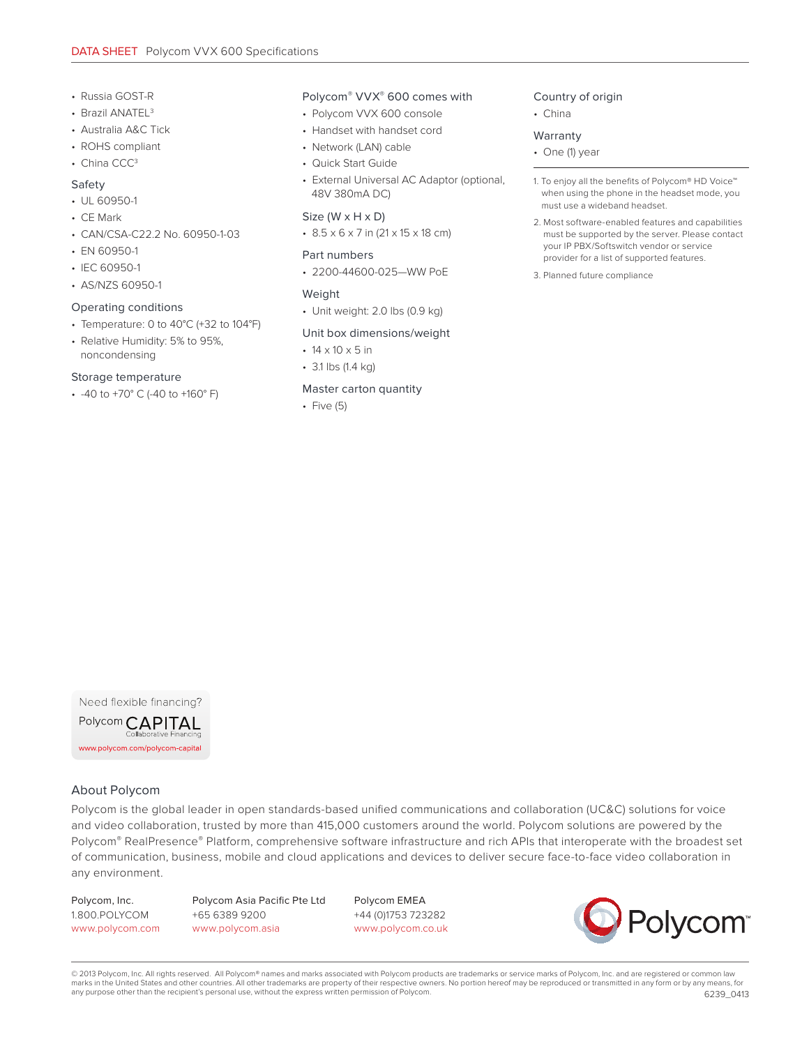- Russia GOST-R
- Brazil ANATEL[3]
- Australia A&C Tick
- ROHS compliant
- China CCC[3]

### Safety

- UL 60950-1
- CE Mark
- CAN/CSA-C22.2 No. 60950-1-03
- EN 60950-1
- IEC 60950-1
- AS/NZS 60950-1

### Operating conditions

- Temperature: 0 to 40°C (+32 to 104°F)
- Relative Humidity: 5% to 95%, noncondensing

### Storage temperature

- -40 to +70° C (-40 to +160° F)

### Polycom® VVX® 600 comes with

- Polycom VVX 600 console
- Handset with handset cord
- Network (LAN) cable
- Quick Start Guide
- External Universal AC Adaptor (optional, 48V 380mA DC)

### Size (W x H x D)

- 8.5 x 6 x 7 in (21 x 15 x 18 cm)

### Part numbers

- 2200-44600-025—WW PoE

### Weight

- Unit weight: 2.0 lbs (0.9 kg)

### Unit box dimensions/weight

- 14 x 10 x 5 in
- 3.1 lbs (1.4 kg)

### Master carton quantity

- Five (5)

### Country of origin

- China

### Warranty

- One (1) year

1. To enjoy all the benefits of Polycom® HD Voice™ when using the phone in the headset mode, you must use a wideband headset.
2. Most software-enabled features and capabilities must be supported by the server. Please contact your IP PBX/Softswitch vendor or service provider for a list of supported features.
3. Planned future compliance

Need flexible financing?
Polycom CAPITAL
Collaborative Financing
www.polycom.com/polycom-capital

## About Polycom

Polycom is the global leader in open standards-based unified communications and collaboration (UC&C) solutions for voice and video collaboration, trusted by more than 415,000 customers around the world. Polycom solutions are powered by the Polycom® RealPresence® Platform, comprehensive software infrastructure and rich APIs that interoperate with the broadest set of communication, business, mobile and cloud applications and devices to deliver secure face-to-face video collaboration in any environment.

Polycom, Inc.
1.800.POLYCOM
www.polycom.com

Polycom Asia Pacific Pte Ltd
+65 6389 9200
www.polycom.asia

Polycom EMEA
+44 (0)1753 723282
www.polycom.co.uk

Polycom™

© 2013 Polycom, Inc. All rights reserved. All Polycom® names and marks associated with Polycom products are trademarks or service marks of Polycom, Inc. and are registered or common law marks in the United States and other countries. All other trademarks are property of their respective owners. No portion hereof may be reproduced or transmitted in any form or by any means, for any purpose other than the recipient's personal use, without the express written permission of Polycom.

6239_0413